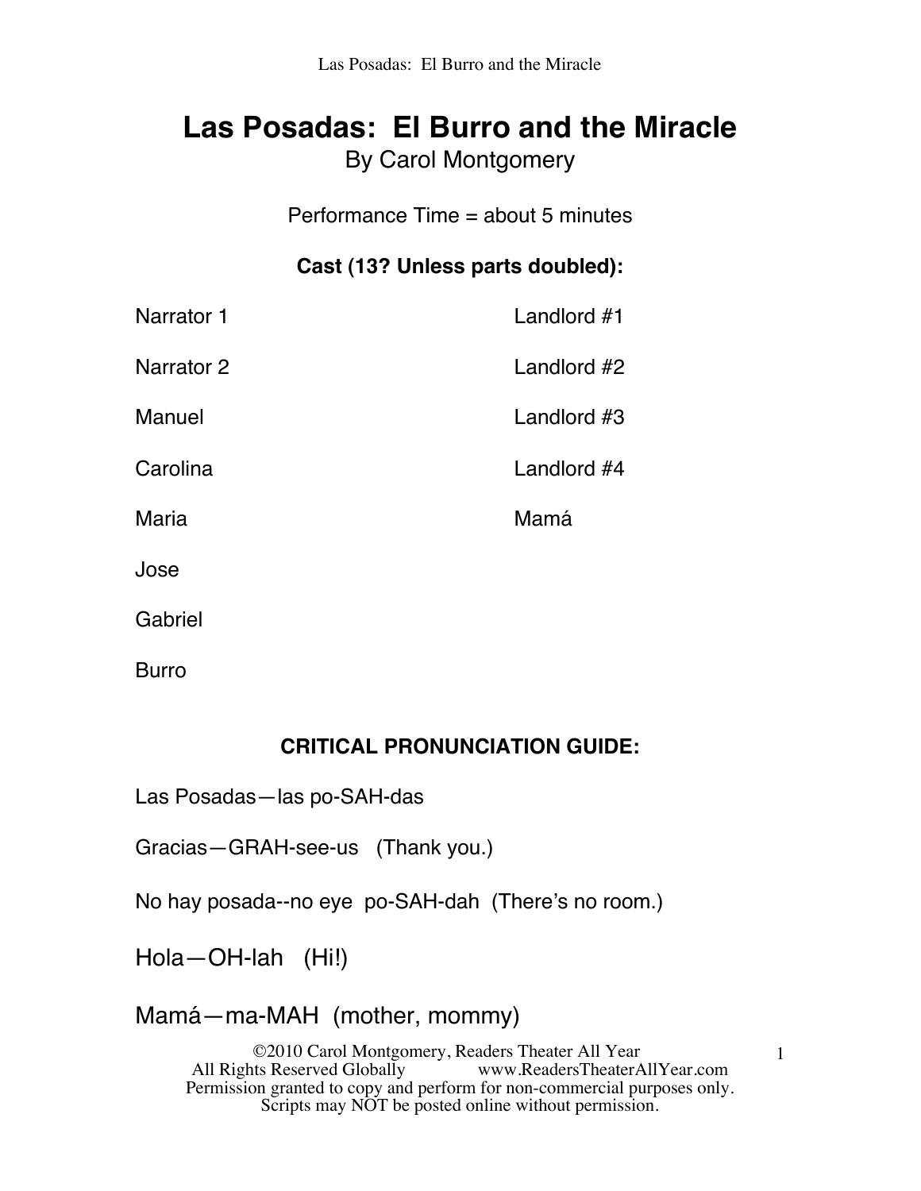# Las Posadas: El Burro and the Miracle

By Carol Montgomery

Performance Time = about 5 minutes

**Cast (13? Unless parts doubled):**

Narrator 1

Narrator 2

Manuel

Carolina

Maria

Jose

Gabriel

Burro

Landlord #1

Landlord #2

Landlord #3

Landlord #4

Mamá

**CRITICAL PRONUNCIATION GUIDE:**

Las Posadas—las po-SAH-das

Gracias—GRAH-see-us (Thank you.)

No hay posada--no eye po-SAH-dah (There's no room.)

Hola—OH-lah (Hi!)

Mamá—ma-MAH (mother, mommy)

©2010 Carol Montgomery, Readers Theater All Year
All Rights Reserved Globally www.ReadersTheaterAllYear.com
Permission granted to copy and perform for non-commercial purposes only.
Scripts may NOT be posted online without permission.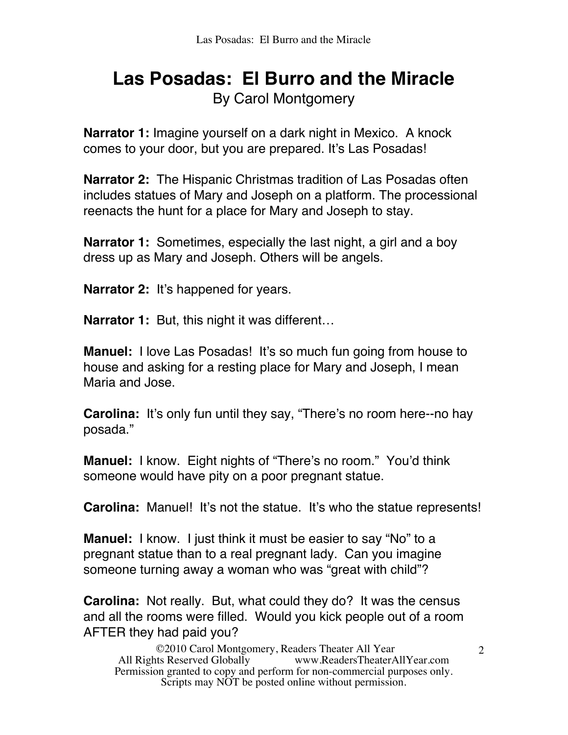# Las Posadas: El Burro and the Miracle

By Carol Montgomery

**Narrator 1:** Imagine yourself on a dark night in Mexico. A knock comes to your door, but you are prepared. It's Las Posadas!

**Narrator 2:** The Hispanic Christmas tradition of Las Posadas often includes statues of Mary and Joseph on a platform. The processional reenacts the hunt for a place for Mary and Joseph to stay.

**Narrator 1:** Sometimes, especially the last night, a girl and a boy dress up as Mary and Joseph. Others will be angels.

**Narrator 2:** It's happened for years.

**Narrator 1:** But, this night it was different…

**Manuel:** I love Las Posadas! It's so much fun going from house to house and asking for a resting place for Mary and Joseph, I mean Maria and Jose.

**Carolina:** It's only fun until they say, "There's no room here--no hay posada."

**Manuel:** I know. Eight nights of "There's no room." You'd think someone would have pity on a poor pregnant statue.

**Carolina:** Manuel! It's not the statue. It's who the statue represents!

**Manuel:** I know. I just think it must be easier to say "No" to a pregnant statue than to a real pregnant lady. Can you imagine someone turning away a woman who was "great with child"?

**Carolina:** Not really. But, what could they do? It was the census and all the rooms were filled. Would you kick people out of a room AFTER they had paid you?

©2010 Carol Montgomery, Readers Theater All Year
All Rights Reserved Globally www.ReadersTheaterAllYear.com
Permission granted to copy and perform for non-commercial purposes only.
Scripts may NOT be posted online without permission.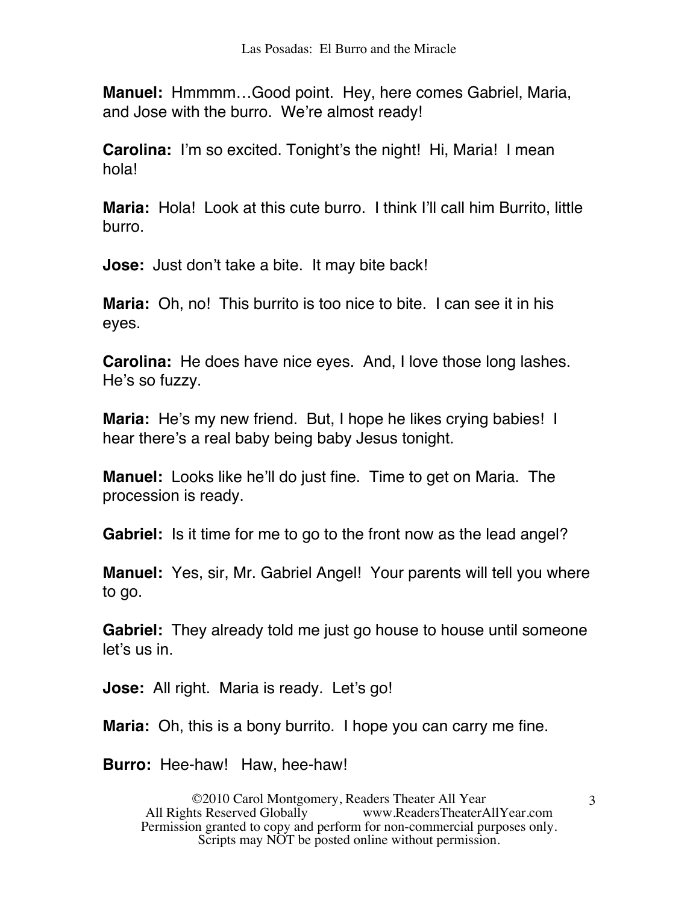**Manuel:** Hmmmm…Good point. Hey, here comes Gabriel, Maria, and Jose with the burro. We're almost ready!

**Carolina:** I'm so excited. Tonight's the night! Hi, Maria! I mean hola!

**Maria:** Hola! Look at this cute burro. I think I'll call him Burrito, little burro.

**Jose:** Just don't take a bite. It may bite back!

**Maria:** Oh, no! This burrito is too nice to bite. I can see it in his eyes.

**Carolina:** He does have nice eyes. And, I love those long lashes. He's so fuzzy.

**Maria:** He's my new friend. But, I hope he likes crying babies! I hear there's a real baby being baby Jesus tonight.

**Manuel:** Looks like he'll do just fine. Time to get on Maria. The procession is ready.

**Gabriel:** Is it time for me to go to the front now as the lead angel?

**Manuel:** Yes, sir, Mr. Gabriel Angel! Your parents will tell you where to go.

**Gabriel:** They already told me just go house to house until someone let's us in.

**Jose:** All right. Maria is ready. Let's go!

**Maria:** Oh, this is a bony burrito. I hope you can carry me fine.

**Burro:** Hee-haw! Haw, hee-haw!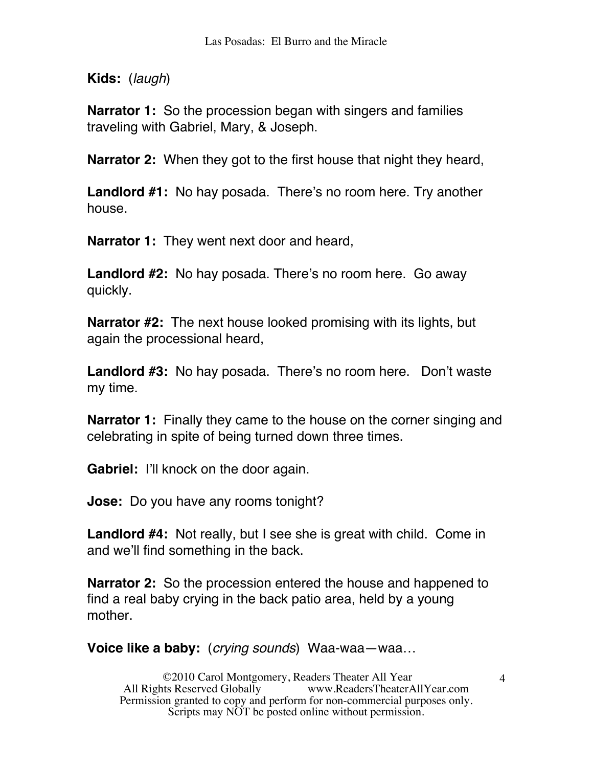**Kids:** (*laugh*)

**Narrator 1:** So the procession began with singers and families traveling with Gabriel, Mary, & Joseph.

**Narrator 2:** When they got to the first house that night they heard,

**Landlord #1:** No hay posada. There's no room here. Try another house.

**Narrator 1:** They went next door and heard,

**Landlord #2:** No hay posada. There's no room here. Go away quickly.

**Narrator #2:** The next house looked promising with its lights, but again the processional heard,

**Landlord #3:** No hay posada. There's no room here. Don't waste my time.

**Narrator 1:** Finally they came to the house on the corner singing and celebrating in spite of being turned down three times.

**Gabriel:** I'll knock on the door again.

**Jose:** Do you have any rooms tonight?

**Landlord #4:** Not really, but I see she is great with child. Come in and we'll find something in the back.

**Narrator 2:** So the procession entered the house and happened to find a real baby crying in the back patio area, held by a young mother.

**Voice like a baby:** (*crying sounds*) Waa-waa—waa…

©2010 Carol Montgomery, Readers Theater All Year
All Rights Reserved Globally www.ReadersTheaterAllYear.com
Permission granted to copy and perform for non-commercial purposes only.
Scripts may NOT be posted online without permission.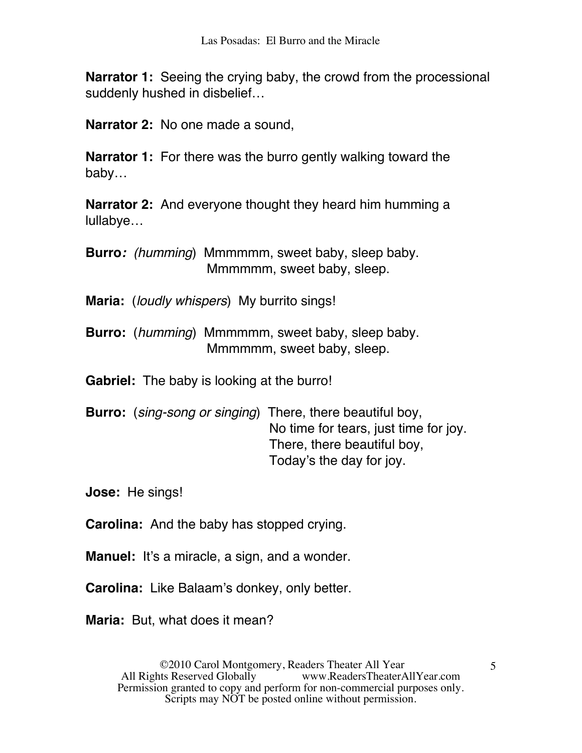**Narrator 1:** Seeing the crying baby, the crowd from the processional suddenly hushed in disbelief…

**Narrator 2:** No one made a sound,

**Narrator 1:** For there was the burro gently walking toward the baby…

**Narrator 2:** And everyone thought they heard him humming a lullabye…

**Burro***:* *(humming)* Mmmmmm, sweet baby, sleep baby.  
Mmmmmm, sweet baby, sleep.

**Maria:** (*loudly whispers*) My burrito sings!

**Burro:** (*humming*) Mmmmmm, sweet baby, sleep baby.  
Mmmmmm, sweet baby, sleep.

**Gabriel:** The baby is looking at the burro!

**Burro:** (*sing-song or singing*) There, there beautiful boy,  
No time for tears, just time for joy.  
There, there beautiful boy,  
Today's the day for joy.

**Jose:** He sings!

**Carolina:** And the baby has stopped crying.

**Manuel:** It's a miracle, a sign, and a wonder.

**Carolina:** Like Balaam's donkey, only better.

**Maria:** But, what does it mean?

©2010 Carol Montgomery, Readers Theater All Year  
All Rights Reserved Globally www.ReadersTheaterAllYear.com  
Permission granted to copy and perform for non-commercial purposes only.  
Scripts may NOT be posted online without permission.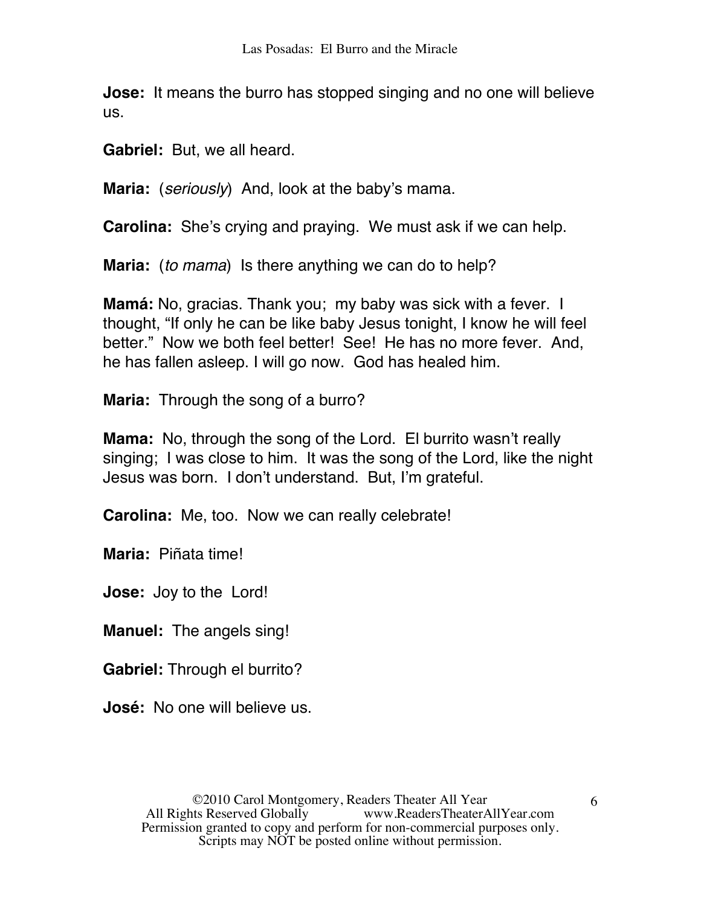**Jose:** It means the burro has stopped singing and no one will believe us.

**Gabriel:** But, we all heard.

**Maria:** (*seriously*) And, look at the baby's mama.

**Carolina:** She's crying and praying. We must ask if we can help.

**Maria:** (*to mama*) Is there anything we can do to help?

**Mamá:** No, gracias. Thank you; my baby was sick with a fever. I thought, "If only he can be like baby Jesus tonight, I know he will feel better." Now we both feel better! See! He has no more fever. And, he has fallen asleep. I will go now. God has healed him.

**Maria:** Through the song of a burro?

**Mama:** No, through the song of the Lord. El burrito wasn't really singing; I was close to him. It was the song of the Lord, like the night Jesus was born. I don't understand. But, I'm grateful.

**Carolina:** Me, too. Now we can really celebrate!

**Maria:** Piñata time!

**Jose:** Joy to the Lord!

**Manuel:** The angels sing!

**Gabriel:** Through el burrito?

**José:** No one will believe us.

©2010 Carol Montgomery, Readers Theater All Year
All Rights Reserved Globally www.ReadersTheaterAllYear.com
Permission granted to copy and perform for non-commercial purposes only.
Scripts may NOT be posted online without permission.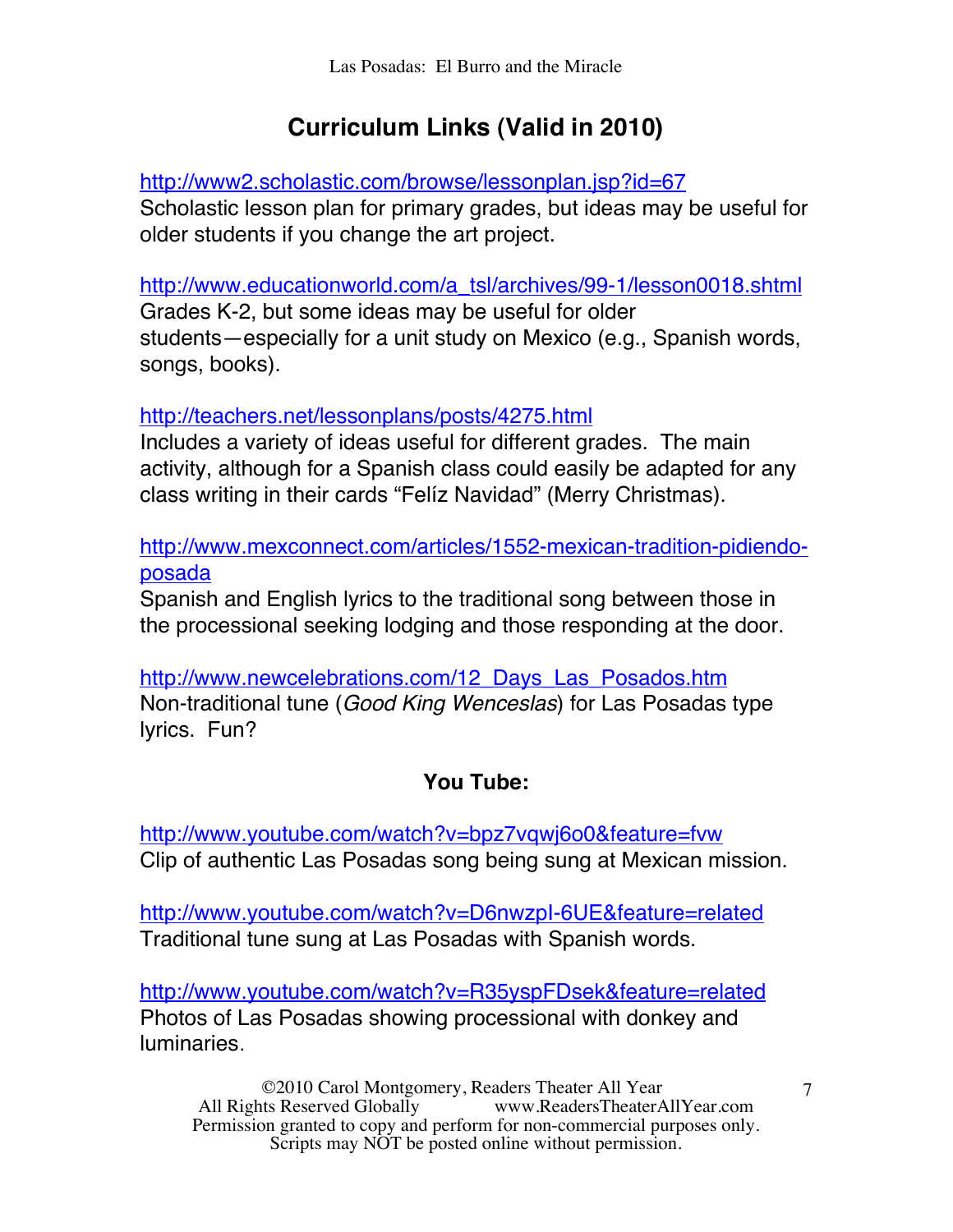## Curriculum Links (Valid in 2010)

http://www2.scholastic.com/browse/lessonplan.jsp?id=67
Scholastic lesson plan for primary grades, but ideas may be useful for older students if you change the art project.

http://www.educationworld.com/a_tsl/archives/99-1/lesson0018.shtml
Grades K-2, but some ideas may be useful for older students—especially for a unit study on Mexico (e.g., Spanish words, songs, books).

http://teachers.net/lessonplans/posts/4275.html
Includes a variety of ideas useful for different grades. The main activity, although for a Spanish class could easily be adapted for any class writing in their cards "Felíz Navidad" (Merry Christmas).

http://www.mexconnect.com/articles/1552-mexican-tradition-pidiendo-posada
Spanish and English lyrics to the traditional song between those in the processional seeking lodging and those responding at the door.

http://www.newcelebrations.com/12_Days_Las_Posados.htm
Non-traditional tune (*Good King Wenceslas*) for Las Posadas type lyrics. Fun?

### You Tube:

http://www.youtube.com/watch?v=bpz7vqwj6o0&feature=fvw
Clip of authentic Las Posadas song being sung at Mexican mission.

http://www.youtube.com/watch?v=D6nwzpI-6UE&feature=related
Traditional tune sung at Las Posadas with Spanish words.

http://www.youtube.com/watch?v=R35yspFDsek&feature=related
Photos of Las Posadas showing processional with donkey and luminaries.

©2010 Carol Montgomery, Readers Theater All Year
All Rights Reserved Globally www.ReadersTheaterAllYear.com
Permission granted to copy and perform for non-commercial purposes only.
Scripts may NOT be posted online without permission.